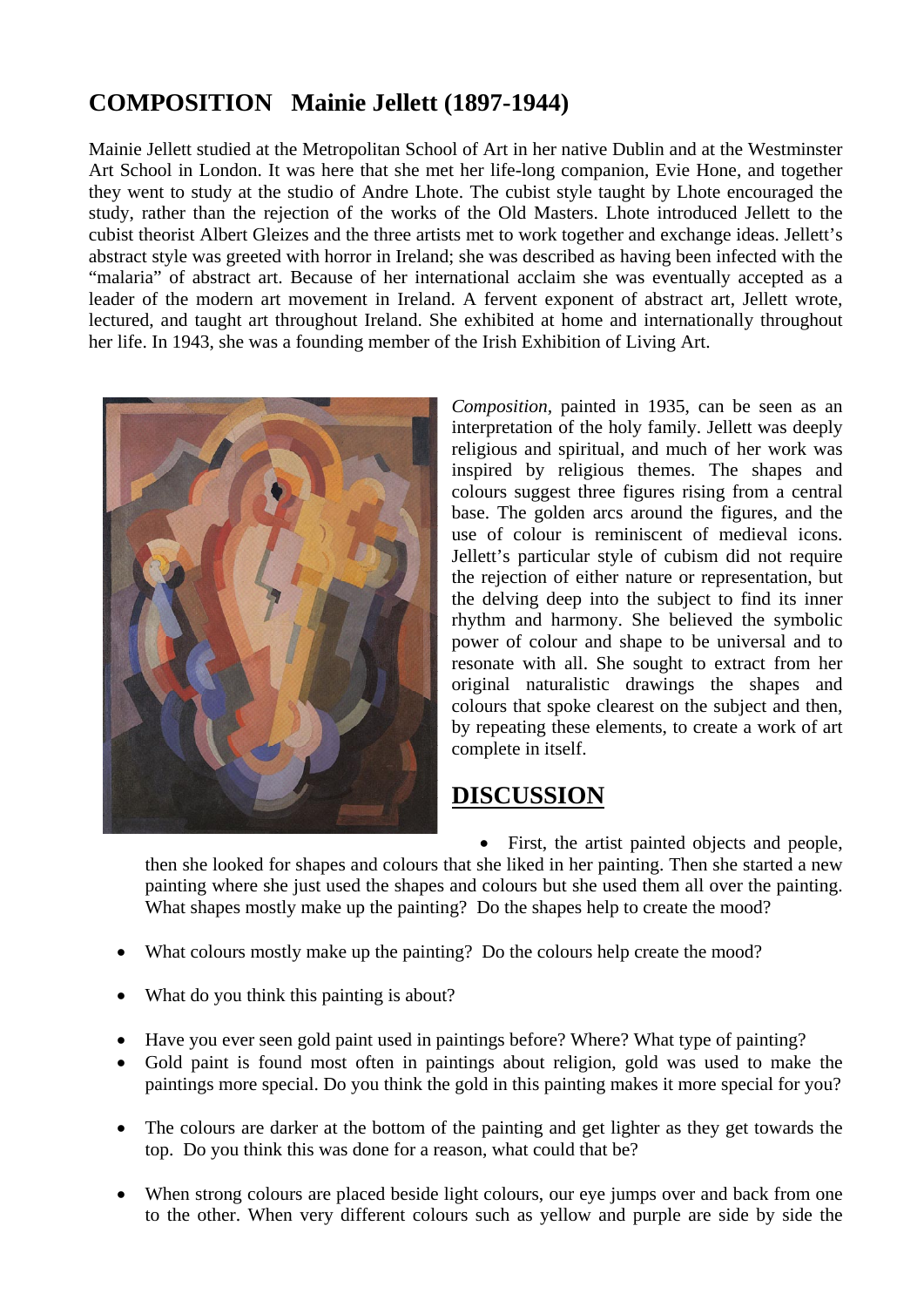# COMPOSITION Mainie Jellett (1897-1944)

Mainie Jellett studied at the Metropolitan School of Art in her native Dublin and at the Westminster Art School in London. It was here that she met her life-long companion, Evie Hone, and together they went to study at the studio of Andre Lhote. The cubist style taught by Lhote encouraged the study, rather than the rejection of the works of the Old Masters. Lhote introduced Jellett to the cubist theorist Albert Gleizes and the three artists met to work together and exchange ideas. Jellett's abstract style was greeted with horror in Ireland; she was described as having been infected with the "malaria" of abstract art. Because of her international acclaim she was eventually accepted as a leader of the modern art movement in Ireland. A fervent exponent of abstract art, Jellett wrote, lectured, and taught art throughout Ireland. She exhibited at home and internationally throughout her life. In 1943, she was a founding member of the Irish Exhibition of Living Art.

*Composition*, painted in 1935, can be seen as an interpretation of the holy family. Jellett was deeply religious and spiritual, and much of her work was inspired by religious themes. The shapes and colours suggest three figures rising from a central base. The golden arcs around the figures, and the use of colour is reminiscent of medieval icons. Jellett's particular style of cubism did not require the rejection of either nature or representation, but the delving deep into the subject to find its inner rhythm and harmony. She believed the symbolic power of colour and shape to be universal and to resonate with all. She sought to extract from her original naturalistic drawings the shapes and colours that spoke clearest on the subject and then, by repeating these elements, to create a work of art complete in itself.

## DISCUSSION

- First, the artist painted objects and people, then she looked for shapes and colours that she liked in her painting. Then she started a new painting where she just used the shapes and colours but she used them all over the painting. What shapes mostly make up the painting? Do the shapes help to create the mood?
- What colours mostly make up the painting? Do the colours help create the mood?
- What do you think this painting is about?
- Have you ever seen gold paint used in paintings before? Where? What type of painting?
- Gold paint is found most often in paintings about religion, gold was used to make the paintings more special. Do you think the gold in this painting makes it more special for you?
- The colours are darker at the bottom of the painting and get lighter as they get towards the top. Do you think this was done for a reason, what could that be?
- When strong colours are placed beside light colours, our eye jumps over and back from one to the other. When very different colours such as yellow and purple are side by side the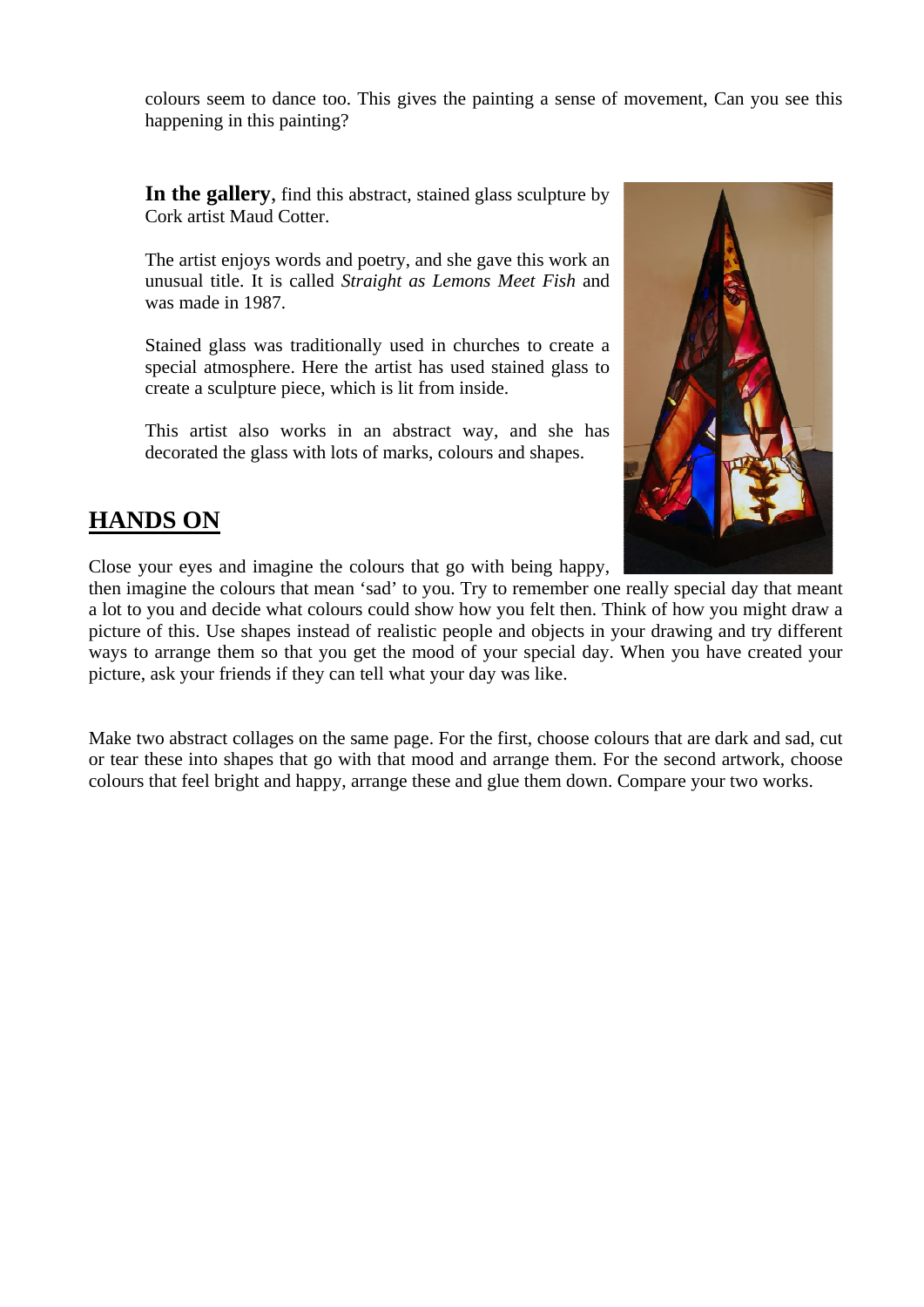colours seem to dance too. This gives the painting a sense of movement, Can you see this happening in this painting?

**In the gallery**, find this abstract, stained glass sculpture by Cork artist Maud Cotter.

The artist enjoys words and poetry, and she gave this work an unusual title. It is called *Straight as Lemons Meet Fish* and was made in 1987.

Stained glass was traditionally used in churches to create a special atmosphere. Here the artist has used stained glass to create a sculpture piece, which is lit from inside.

This artist also works in an abstract way, and she has decorated the glass with lots of marks, colours and shapes.

## HANDS ON

Close your eyes and imagine the colours that go with being happy, then imagine the colours that mean 'sad' to you. Try to remember one really special day that meant a lot to you and decide what colours could show how you felt then. Think of how you might draw a picture of this. Use shapes instead of realistic people and objects in your drawing and try different ways to arrange them so that you get the mood of your special day. When you have created your picture, ask your friends if they can tell what your day was like.

Make two abstract collages on the same page. For the first, choose colours that are dark and sad, cut or tear these into shapes that go with that mood and arrange them. For the second artwork, choose colours that feel bright and happy, arrange these and glue them down. Compare your two works.